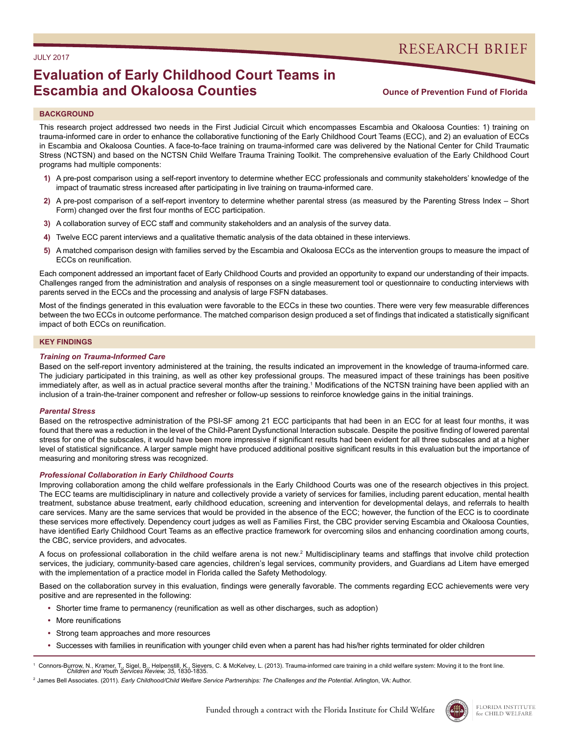JULY 2017

RESEARCH BRIEF

# Evaluation of Early Childhood Court Teams in Escambia and Okaloosa Counties

**Ounce of Prevention Fund of Florida**

## BACKGROUND

This research project addressed two needs in the First Judicial Circuit which encompasses Escambia and Okaloosa Counties: 1) training on trauma-informed care in order to enhance the collaborative functioning of the Early Childhood Court Teams (ECC), and 2) an evaluation of ECCs in Escambia and Okaloosa Counties. A face-to-face training on trauma-informed care was delivered by the National Center for Child Traumatic Stress (NCTSN) and based on the NCTSN Child Welfare Trauma Training Toolkit. The comprehensive evaluation of the Early Childhood Court programs had multiple components:

1) A pre-post comparison using a self-report inventory to determine whether ECC professionals and community stakeholders' knowledge of the impact of traumatic stress increased after participating in live training on trauma-informed care.
2) A pre-post comparison of a self-report inventory to determine whether parental stress (as measured by the Parenting Stress Index – Short Form) changed over the first four months of ECC participation.
3) A collaboration survey of ECC staff and community stakeholders and an analysis of the survey data.
4) Twelve ECC parent interviews and a qualitative thematic analysis of the data obtained in these interviews.
5) A matched comparison design with families served by the Escambia and Okaloosa ECCs as the intervention groups to measure the impact of ECCs on reunification.

Each component addressed an important facet of Early Childhood Courts and provided an opportunity to expand our understanding of their impacts. Challenges ranged from the administration and analysis of responses on a single measurement tool or questionnaire to conducting interviews with parents served in the ECCs and the processing and analysis of large FSFN databases.

Most of the findings generated in this evaluation were favorable to the ECCs in these two counties. There were very few measurable differences between the two ECCs in outcome performance. The matched comparison design produced a set of findings that indicated a statistically significant impact of both ECCs on reunification.

## KEY FINDINGS

### *Training on Trauma-Informed Care*

Based on the self-report inventory administered at the training, the results indicated an improvement in the knowledge of trauma-informed care. The judiciary participated in this training, as well as other key professional groups. The measured impact of these trainings has been positive immediately after, as well as in actual practice several months after the training.[1] Modifications of the NCTSN training have been applied with an inclusion of a train-the-trainer component and refresher or follow-up sessions to reinforce knowledge gains in the initial trainings.

### *Parental Stress*

Based on the retrospective administration of the PSI-SF among 21 ECC participants that had been in an ECC for at least four months, it was found that there was a reduction in the level of the Child-Parent Dysfunctional Interaction subscale. Despite the positive finding of lowered parental stress for one of the subscales, it would have been more impressive if significant results had been evident for all three subscales and at a higher level of statistical significance. A larger sample might have produced additional positive significant results in this evaluation but the importance of measuring and monitoring stress was recognized.

### *Professional Collaboration in Early Childhood Courts*

Improving collaboration among the child welfare professionals in the Early Childhood Courts was one of the research objectives in this project. The ECC teams are multidisciplinary in nature and collectively provide a variety of services for families, including parent education, mental health treatment, substance abuse treatment, early childhood education, screening and intervention for developmental delays, and referrals to health care services. Many are the same services that would be provided in the absence of the ECC; however, the function of the ECC is to coordinate these services more effectively. Dependency court judges as well as Families First, the CBC provider serving Escambia and Okaloosa Counties, have identified Early Childhood Court Teams as an effective practice framework for overcoming silos and enhancing coordination among courts, the CBC, service providers, and advocates.

A focus on professional collaboration in the child welfare arena is not new.[2] Multidisciplinary teams and staffings that involve child protection services, the judiciary, community-based care agencies, children's legal services, community providers, and Guardians ad Litem have emerged with the implementation of a practice model in Florida called the Safety Methodology.

Based on the collaboration survey in this evaluation, findings were generally favorable. The comments regarding ECC achievements were very positive and are represented in the following:

- Shorter time frame to permanency (reunification as well as other discharges, such as adoption)
- More reunifications
- Strong team approaches and more resources
- Successes with families in reunification with younger child even when a parent has had his/her rights terminated for older children

---

[1] Connors-Burrow, N., Kramer, T., Sigel, B., Helpenstill, K., Sievers, C. & McKelvey, L. (2013). Trauma-informed care training in a child welfare system: Moving it to the front line. *Children and Youth Services Review, 35*, 1830-1835.

[2] James Bell Associates. (2011). *Early Childhood/Child Welfare Service Partnerships: The Challenges and the Potential*. Arlington, VA: Author.

Funded through a contract with the Florida Institute for Child Welfare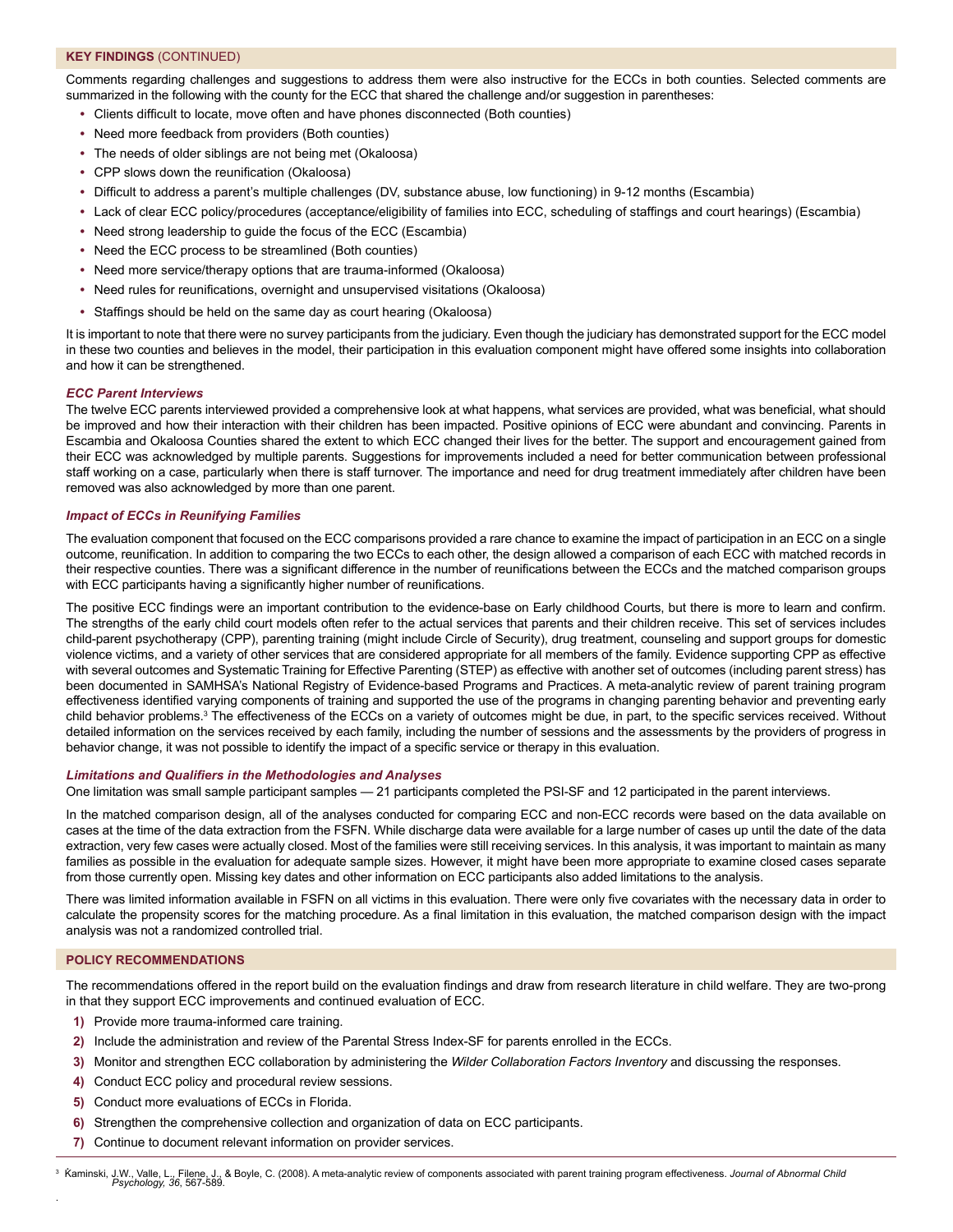## KEY FINDINGS (CONTINUED)

Comments regarding challenges and suggestions to address them were also instructive for the ECCs in both counties. Selected comments are summarized in the following with the county for the ECC that shared the challenge and/or suggestion in parentheses:

- Clients difficult to locate, move often and have phones disconnected (Both counties)
- Need more feedback from providers (Both counties)
- The needs of older siblings are not being met (Okaloosa)
- CPP slows down the reunification (Okaloosa)
- Difficult to address a parent's multiple challenges (DV, substance abuse, low functioning) in 9-12 months (Escambia)
- Lack of clear ECC policy/procedures (acceptance/eligibility of families into ECC, scheduling of staffings and court hearings) (Escambia)
- Need strong leadership to guide the focus of the ECC (Escambia)
- Need the ECC process to be streamlined (Both counties)
- Need more service/therapy options that are trauma-informed (Okaloosa)
- Need rules for reunifications, overnight and unsupervised visitations (Okaloosa)
- Staffings should be held on the same day as court hearing (Okaloosa)

It is important to note that there were no survey participants from the judiciary. Even though the judiciary has demonstrated support for the ECC model in these two counties and believes in the model, their participation in this evaluation component might have offered some insights into collaboration and how it can be strengthened.

### *ECC Parent Interviews*

The twelve ECC parents interviewed provided a comprehensive look at what happens, what services are provided, what was beneficial, what should be improved and how their interaction with their children has been impacted. Positive opinions of ECC were abundant and convincing. Parents in Escambia and Okaloosa Counties shared the extent to which ECC changed their lives for the better. The support and encouragement gained from their ECC was acknowledged by multiple parents. Suggestions for improvements included a need for better communication between professional staff working on a case, particularly when there is staff turnover. The importance and need for drug treatment immediately after children have been removed was also acknowledged by more than one parent.

### *Impact of ECCs in Reunifying Families*

The evaluation component that focused on the ECC comparisons provided a rare chance to examine the impact of participation in an ECC on a single outcome, reunification. In addition to comparing the two ECCs to each other, the design allowed a comparison of each ECC with matched records in their respective counties. There was a significant difference in the number of reunifications between the ECCs and the matched comparison groups with ECC participants having a significantly higher number of reunifications.

The positive ECC findings were an important contribution to the evidence-base on Early childhood Courts, but there is more to learn and confirm. The strengths of the early child court models often refer to the actual services that parents and their children receive. This set of services includes child-parent psychotherapy (CPP), parenting training (might include Circle of Security), drug treatment, counseling and support groups for domestic violence victims, and a variety of other services that are considered appropriate for all members of the family. Evidence supporting CPP as effective with several outcomes and Systematic Training for Effective Parenting (STEP) as effective with another set of outcomes (including parent stress) has been documented in SAMHSA's National Registry of Evidence-based Programs and Practices. A meta-analytic review of parent training program effectiveness identified varying components of training and supported the use of the programs in changing parenting behavior and preventing early child behavior problems.[3] The effectiveness of the ECCs on a variety of outcomes might be due, in part, to the specific services received. Without detailed information on the services received by each family, including the number of sessions and the assessments by the providers of progress in behavior change, it was not possible to identify the impact of a specific service or therapy in this evaluation.

### *Limitations and Qualifiers in the Methodologies and Analyses*

One limitation was small sample participant samples — 21 participants completed the PSI-SF and 12 participated in the parent interviews.

In the matched comparison design, all of the analyses conducted for comparing ECC and non-ECC records were based on the data available on cases at the time of the data extraction from the FSFN. While discharge data were available for a large number of cases up until the date of the data extraction, very few cases were actually closed. Most of the families were still receiving services. In this analysis, it was important to maintain as many families as possible in the evaluation for adequate sample sizes. However, it might have been more appropriate to examine closed cases separate from those currently open. Missing key dates and other information on ECC participants also added limitations to the analysis.

There was limited information available in FSFN on all victims in this evaluation. There were only five covariates with the necessary data in order to calculate the propensity scores for the matching procedure. As a final limitation in this evaluation, the matched comparison design with the impact analysis was not a randomized controlled trial.

## POLICY RECOMMENDATIONS

The recommendations offered in the report build on the evaluation findings and draw from research literature in child welfare. They are two-prong in that they support ECC improvements and continued evaluation of ECC.

1) Provide more trauma-informed care training.
2) Include the administration and review of the Parental Stress Index-SF for parents enrolled in the ECCs.
3) Monitor and strengthen ECC collaboration by administering the *Wilder Collaboration Factors Inventory* and discussing the responses.
4) Conduct ECC policy and procedural review sessions.
5) Conduct more evaluations of ECCs in Florida.
6) Strengthen the comprehensive collection and organization of data on ECC participants.
7) Continue to document relevant information on provider services.

[3] Kaminski, J.W., Valle, L., Filene, J., & Boyle, C. (2008). A meta-analytic review of components associated with parent training program effectiveness. *Journal of Abnormal Child Psychology, 36*, 567-589.